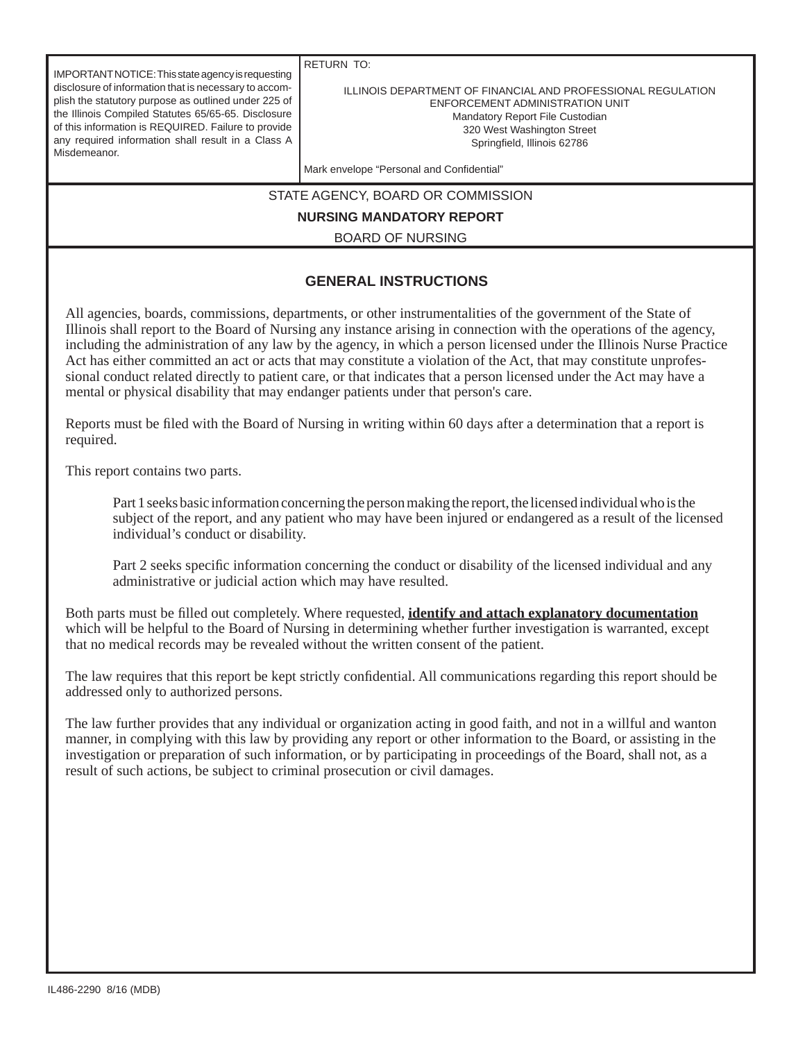| IMPORTANT NOTICE: This state agency is requesting disclosure of information that is necessary to accomplish the statutory purpose as outlined under 225 of the Illinois Compiled Statutes 65/65-65. Disclosure of this information is REQUIRED. Failure to provide any required information shall result in a Class A Misdemeanor. | RETURN TO:<br><br>ILLINOIS DEPARTMENT OF FINANCIAL AND PROFESSIONAL REGULATION<br>ENFORCEMENT ADMINISTRATION UNIT<br>Mandatory Report File Custodian<br>320 West Washington Street<br>Springfield, Illinois 62786<br><br>Mark envelope "Personal and Confidential" |
|---|---|

STATE AGENCY, BOARD OR COMMISSION

**NURSING MANDATORY REPORT**

BOARD OF NURSING

## GENERAL INSTRUCTIONS

All agencies, boards, commissions, departments, or other instrumentalities of the government of the State of Illinois shall report to the Board of Nursing any instance arising in connection with the operations of the agency, including the administration of any law by the agency, in which a person licensed under the Illinois Nurse Practice Act has either committed an act or acts that may constitute a violation of the Act, that may constitute unprofessional conduct related directly to patient care, or that indicates that a person licensed under the Act may have a mental or physical disability that may endanger patients under that person's care.

Reports must be filed with the Board of Nursing in writing within 60 days after a determination that a report is required.

This report contains two parts.

> Part 1 seeks basic information concerning the person making the report, the licensed individual who is the subject of the report, and any patient who may have been injured or endangered as a result of the licensed individual's conduct or disability.
>
> Part 2 seeks specific information concerning the conduct or disability of the licensed individual and any administrative or judicial action which may have resulted.

Both parts must be filled out completely. Where requested, **identify and attach explanatory documentation** which will be helpful to the Board of Nursing in determining whether further investigation is warranted, except that no medical records may be revealed without the written consent of the patient.

The law requires that this report be kept strictly confidential. All communications regarding this report should be addressed only to authorized persons.

The law further provides that any individual or organization acting in good faith, and not in a willful and wanton manner, in complying with this law by providing any report or other information to the Board, or assisting in the investigation or preparation of such information, or by participating in proceedings of the Board, shall not, as a result of such actions, be subject to criminal prosecution or civil damages.

IL486-2290 8/16 (MDB)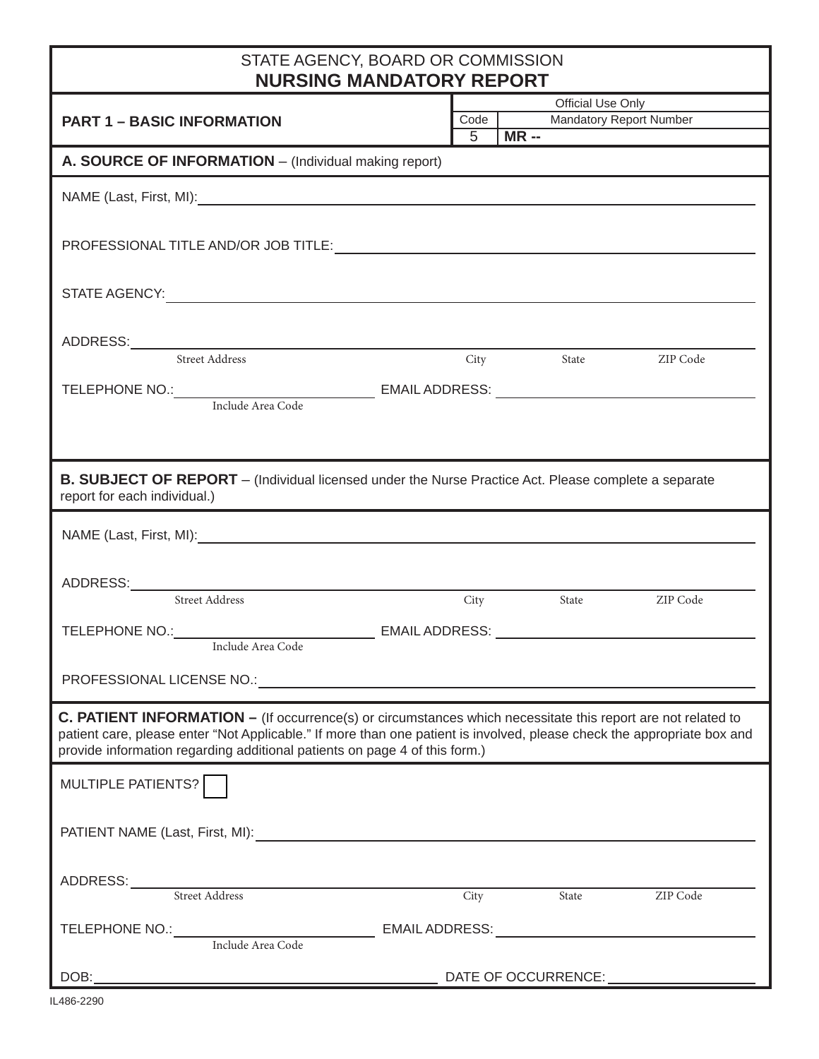STATE AGENCY, BOARD OR COMMISSION

# NURSING MANDATORY REPORT

| PART 1 – BASIC INFORMATION | Official Use Only | |
|---|---|---|
| | Code | Mandatory Report Number |
| | 5 | MR -- |

## A. SOURCE OF INFORMATION – (Individual making report)

NAME (Last, First, MI): ______________________________

PROFESSIONAL TITLE AND/OR JOB TITLE: ______________________________

STATE AGENCY: ______________________________

ADDRESS: ______________________________
Street Address City State ZIP Code

TELEPHONE NO.: ______________ (Include Area Code) EMAIL ADDRESS: ______________

## B. SUBJECT OF REPORT – (Individual licensed under the Nurse Practice Act. Please complete a separate report for each individual.)

NAME (Last, First, MI): ______________________________

ADDRESS: ______________________________
Street Address City State ZIP Code

TELEPHONE NO.: ______________ (Include Area Code) EMAIL ADDRESS: ______________

PROFESSIONAL LICENSE NO.: ______________________________

## C. PATIENT INFORMATION – (If occurrence(s) or circumstances which necessitate this report are not related to patient care, please enter "Not Applicable." If more than one patient is involved, please check the appropriate box and provide information regarding additional patients on page 4 of this form.)

MULTIPLE PATIENTS? ☐

PATIENT NAME (Last, First, MI): ______________________________

ADDRESS: ______________________________
Street Address City State ZIP Code

TELEPHONE NO.: ______________ (Include Area Code) EMAIL ADDRESS: ______________

DOB: ______________ DATE OF OCCURRENCE: ______________

IL486-2290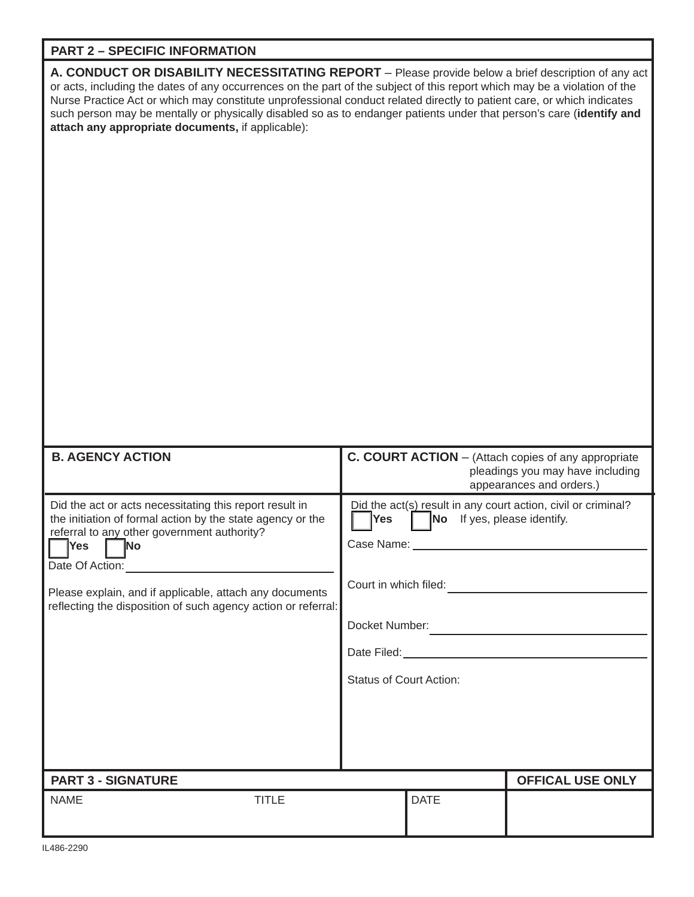## PART 2 – SPECIFIC INFORMATION

**A. CONDUCT OR DISABILITY NECESSITATING REPORT** – Please provide below a brief description of any act or acts, including the dates of any occurrences on the part of the subject of this report which may be a violation of the Nurse Practice Act or which may constitute unprofessional conduct related directly to patient care, or which indicates such person may be mentally or physically disabled so as to endanger patients under that person's care (**identify and attach any appropriate documents,** if applicable):

**B. AGENCY ACTION**

Did the act or acts necessitating this report result in the initiation of formal action by the state agency or the referral to any other government authority?

☐ **Yes** ☐ **No**

Date Of Action: ______________________

Please explain, and if applicable, attach any documents reflecting the disposition of such agency action or referral:

**C. COURT ACTION** – (Attach copies of any appropriate pleadings you may have including appearances and orders.)

Did the act(s) result in any court action, civil or criminal?

☐ **Yes** ☐ **No** If yes, please identify.

Case Name: ______________________

Court in which filed: ______________________

Docket Number: ______________________

Date Filed: ______________________

Status of Court Action:

## PART 3 - SIGNATURE

| NAME | TITLE | DATE | OFFICAL USE ONLY |
|---|---|---|---|
| | | | |

IL486-2290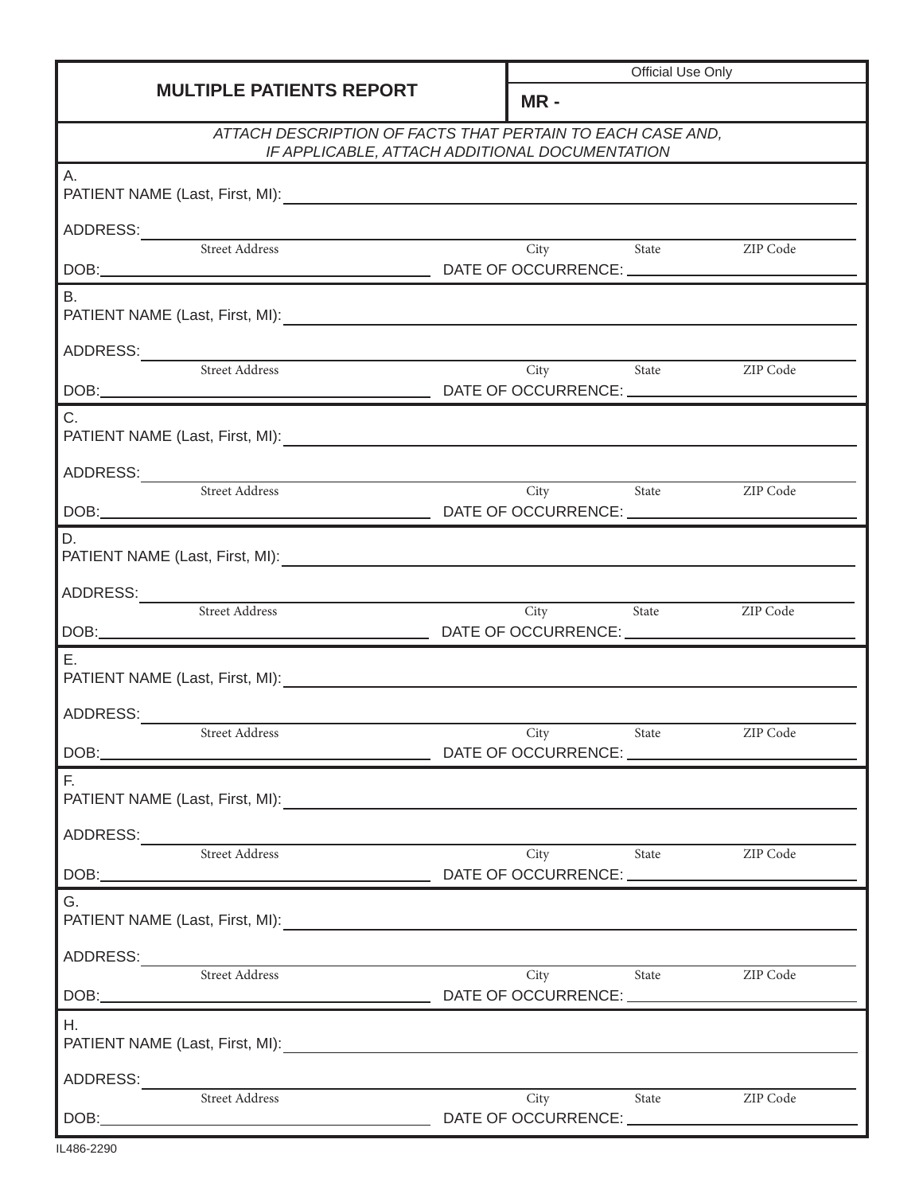# MULTIPLE PATIENTS REPORT

Official Use Only

**MR -**

*ATTACH DESCRIPTION OF FACTS THAT PERTAIN TO EACH CASE AND, IF APPLICABLE, ATTACH ADDITIONAL DOCUMENTATION*

A.
PATIENT NAME (Last, First, MI): ______________________

ADDRESS: ______________________
Street Address City State ZIP Code

DOB: ______________________ DATE OF OCCURRENCE: ______________________

B.
PATIENT NAME (Last, First, MI): ______________________

ADDRESS: ______________________
Street Address City State ZIP Code

DOB: ______________________ DATE OF OCCURRENCE: ______________________

C.
PATIENT NAME (Last, First, MI): ______________________

ADDRESS: ______________________
Street Address City State ZIP Code

DOB: ______________________ DATE OF OCCURRENCE: ______________________

D.
PATIENT NAME (Last, First, MI): ______________________

ADDRESS: ______________________
Street Address City State ZIP Code

DOB: ______________________ DATE OF OCCURRENCE: ______________________

E.
PATIENT NAME (Last, First, MI): ______________________

ADDRESS: ______________________
Street Address City State ZIP Code

DOB: ______________________ DATE OF OCCURRENCE: ______________________

F.
PATIENT NAME (Last, First, MI): ______________________

ADDRESS: ______________________
Street Address City State ZIP Code

DOB: ______________________ DATE OF OCCURRENCE: ______________________

G.
PATIENT NAME (Last, First, MI): ______________________

ADDRESS: ______________________
Street Address City State ZIP Code

DOB: ______________________ DATE OF OCCURRENCE: ______________________

H.
PATIENT NAME (Last, First, MI): ______________________

ADDRESS: ______________________
Street Address City State ZIP Code

DOB: ______________________ DATE OF OCCURRENCE: ______________________

IL486-2290